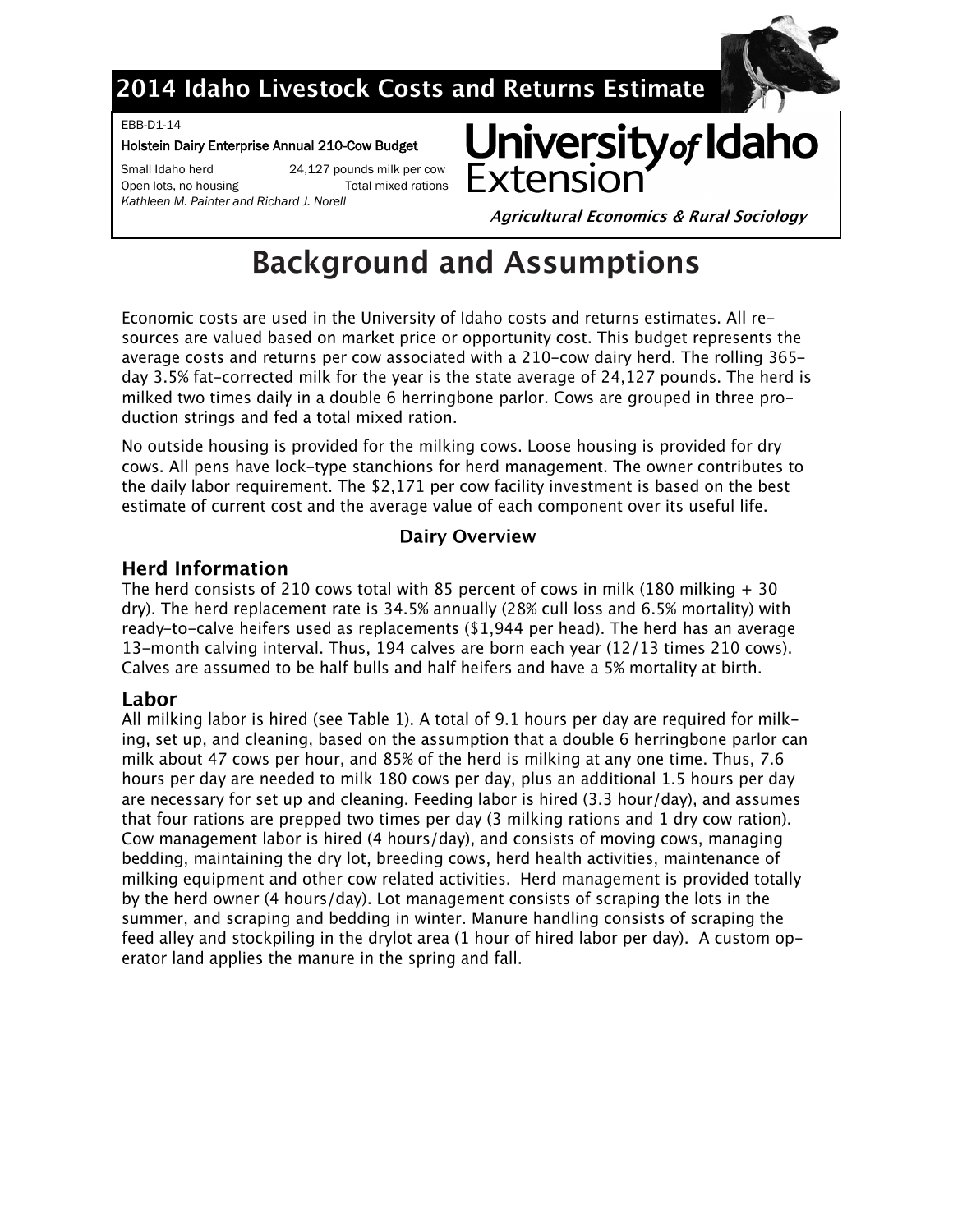# 2014 Idaho Livestock Costs and Returns Estimate

EBB-D1-14

**Holstein Dairy Enterprise Annual 210-Cow Budget**

Small Idaho herd — 24,127 pounds milk per cow

Open lots, no housing — Total mixed rations

*Kathleen M. Painter and Richard J. Norell*

University of Idaho Extension

***Agricultural Economics & Rural Sociology***

# Background and Assumptions

Economic costs are used in the University of Idaho costs and returns estimates. All resources are valued based on market price or opportunity cost. This budget represents the average costs and returns per cow associated with a 210-cow dairy herd. The rolling 365-day 3.5% fat-corrected milk for the year is the state average of 24,127 pounds. The herd is milked two times daily in a double 6 herringbone parlor. Cows are grouped in three production strings and fed a total mixed ration.

No outside housing is provided for the milking cows. Loose housing is provided for dry cows. All pens have lock-type stanchions for herd management. The owner contributes to the daily labor requirement. The $2,171 per cow facility investment is based on the best estimate of current cost and the average value of each component over its useful life.

### Dairy Overview

## Herd Information

The herd consists of 210 cows total with 85 percent of cows in milk (180 milking + 30 dry). The herd replacement rate is 34.5% annually (28% cull loss and 6.5% mortality) with ready-to-calve heifers used as replacements ($1,944 per head). The herd has an average 13-month calving interval. Thus, 194 calves are born each year (12/13 times 210 cows). Calves are assumed to be half bulls and half heifers and have a 5% mortality at birth.

## Labor

All milking labor is hired (see Table 1). A total of 9.1 hours per day are required for milking, set up, and cleaning, based on the assumption that a double 6 herringbone parlor can milk about 47 cows per hour, and 85% of the herd is milking at any one time. Thus, 7.6 hours per day are needed to milk 180 cows per day, plus an additional 1.5 hours per day are necessary for set up and cleaning. Feeding labor is hired (3.3 hour/day), and assumes that four rations are prepped two times per day (3 milking rations and 1 dry cow ration). Cow management labor is hired (4 hours/day), and consists of moving cows, managing bedding, maintaining the dry lot, breeding cows, herd health activities, maintenance of milking equipment and other cow related activities. Herd management is provided totally by the herd owner (4 hours/day). Lot management consists of scraping the lots in the summer, and scraping and bedding in winter. Manure handling consists of scraping the feed alley and stockpiling in the drylot area (1 hour of hired labor per day). A custom operator land applies the manure in the spring and fall.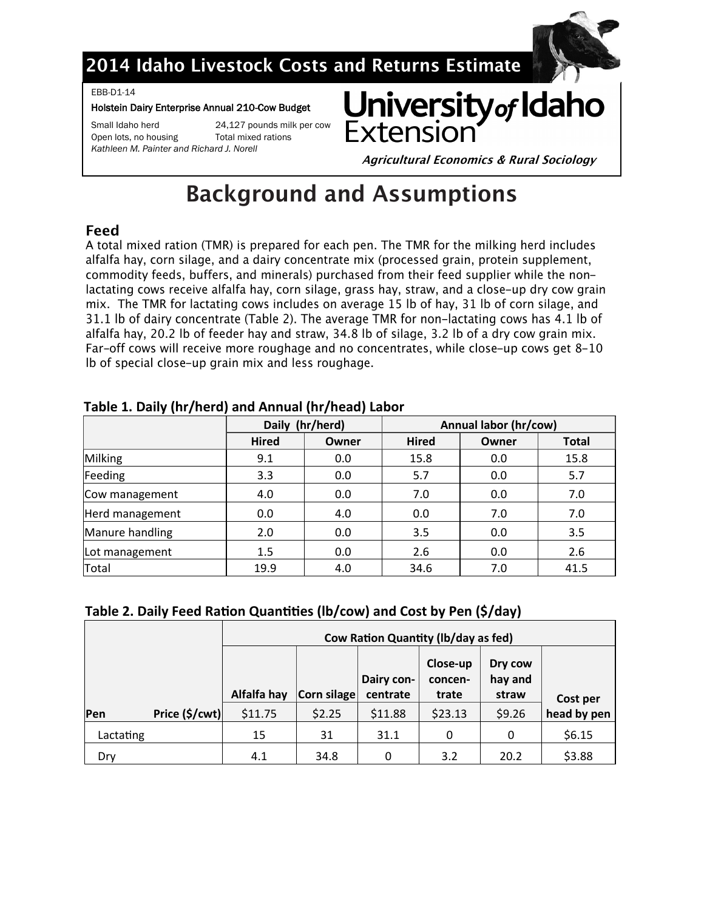# 2014 Idaho Livestock Costs and Returns Estimate

EBB-D1-14

**Holstein Dairy Enterprise Annual 210-Cow Budget**

Small Idaho herd — 24,127 pounds milk per cow
Open lots, no housing — Total mixed rations

*Kathleen M. Painter and Richard J. Norell*

**University of Idaho Extension**

***Agricultural Economics & Rural Sociology***

# Background and Assumptions

## Feed

A total mixed ration (TMR) is prepared for each pen. The TMR for the milking herd includes alfalfa hay, corn silage, and a dairy concentrate mix (processed grain, protein supplement, commodity feeds, buffers, and minerals) purchased from their feed supplier while the non-lactating cows receive alfalfa hay, corn silage, grass hay, straw, and a close-up dry cow grain mix. The TMR for lactating cows includes on average 15 lb of hay, 31 lb of corn silage, and 31.1 lb of dairy concentrate (Table 2). The average TMR for non-lactating cows has 4.1 lb of alfalfa hay, 20.2 lb of feeder hay and straw, 34.8 lb of silage, 3.2 lb of a dry cow grain mix. Far-off cows will receive more roughage and no concentrates, while close-up cows get 8-10 lb of special close-up grain mix and less roughage.

### Table 1. Daily (hr/herd) and Annual (hr/head) Labor

| | Daily (hr/herd) | | Annual labor (hr/cow) | | |
|---|---|---|---|---|---|
| | Hired | Owner | Hired | Owner | Total |
| Milking | 9.1 | 0.0 | 15.8 | 0.0 | 15.8 |
| Feeding | 3.3 | 0.0 | 5.7 | 0.0 | 5.7 |
| Cow management | 4.0 | 0.0 | 7.0 | 0.0 | 7.0 |
| Herd management | 0.0 | 4.0 | 0.0 | 7.0 | 7.0 |
| Manure handling | 2.0 | 0.0 | 3.5 | 0.0 | 3.5 |
| Lot management | 1.5 | 0.0 | 2.6 | 0.0 | 2.6 |
| Total | 19.9 | 4.0 | 34.6 | 7.0 | 41.5 |

### Table 2. Daily Feed Ration Quantities (lb/cow) and Cost by Pen ($/day)

| | Cow Ration Quantity (lb/day as fed) | | | | | |
|---|---|---|---|---|---|---|
| | Alfalfa hay | Corn silage | Dairy con-centrate | Close-up concen-trate | Dry cow hay and straw | Cost per head by pen |
| **Pen** — **Price ($/cwt)** | $11.75 | $2.25 | $11.88 | $23.13 | $9.26 | |
| Lactating | 15 | 31 | 31.1 | 0 | 0 | $6.15 |
| Dry | 4.1 | 34.8 | 0 | 3.2 | 20.2 | $3.88 |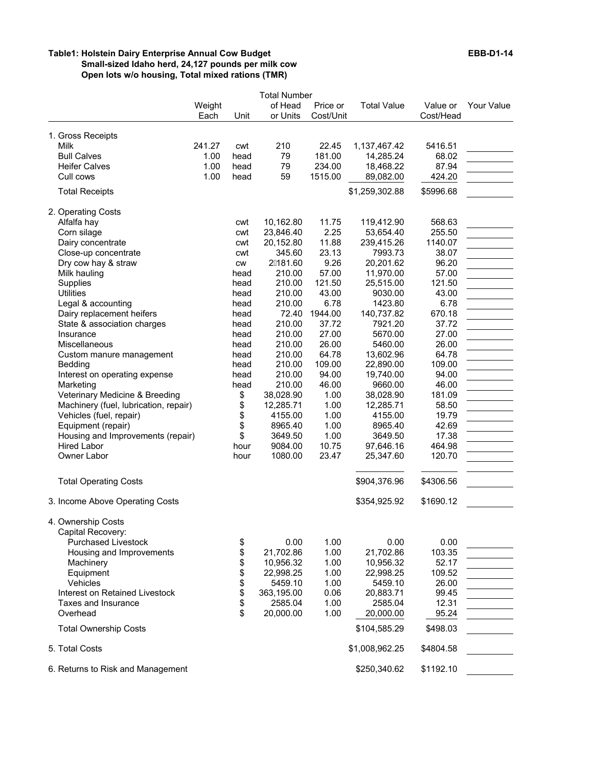**Table1: Holstein Dairy Enterprise Annual Cow Budget** **EBB-D1-14**

**Small-sized Idaho herd, 24,127 pounds per milk cow**

**Open lots w/o housing, Total mixed rations (TMR)**

| | Weight Each | Unit | Total Number of Head or Units | Price or Cost/Unit | Total Value | Value or Cost/Head | Your Value |
|---|---|---|---|---|---|---|---|
| 1. Gross Receipts | | | | | | | |
| Milk | 241.27 | cwt | 210 | 22.45 | 1,137,467.42 | 5416.51 | |
| Bull Calves | 1.00 | head | 79 | 181.00 | 14,285.24 | 68.02 | |
| Heifer Calves | 1.00 | head | 79 | 234.00 | 18,468.22 | 87.94 | |
| Cull cows | 1.00 | head | 59 | 1515.00 | 89,082.00 | 424.20 | |
| Total Receipts | | | | | $1,259,302.88 | $5996.68 | |
| 2. Operating Costs | | | | | | | |
| Alfalfa hay | | cwt | 10,162.80 | 11.75 | 119,412.90 | 568.63 | |
| Corn silage | | cwt | 23,846.40 | 2.25 | 53,654.40 | 255.50 | |
| Dairy concentrate | | cwt | 20,152.80 | 11.88 | 239,415.26 | 1140.07 | |
| Close-up concentrate | | cwt | 345.60 | 23.13 | 7993.73 | 38.07 | |
| Dry cow hay & straw | | cw | 2181.60 | 9.26 | 20,201.62 | 96.20 | |
| Milk hauling | | head | 210.00 | 57.00 | 11,970.00 | 57.00 | |
| Supplies | | head | 210.00 | 121.50 | 25,515.00 | 121.50 | |
| Utilities | | head | 210.00 | 43.00 | 9030.00 | 43.00 | |
| Legal & accounting | | head | 210.00 | 6.78 | 1423.80 | 6.78 | |
| Dairy replacement heifers | | head | 72.40 | 1944.00 | 140,737.82 | 670.18 | |
| State & association charges | | head | 210.00 | 37.72 | 7921.20 | 37.72 | |
| Insurance | | head | 210.00 | 27.00 | 5670.00 | 27.00 | |
| Miscellaneous | | head | 210.00 | 26.00 | 5460.00 | 26.00 | |
| Custom manure management | | head | 210.00 | 64.78 | 13,602.96 | 64.78 | |
| Bedding | | head | 210.00 | 109.00 | 22,890.00 | 109.00 | |
| Interest on operating expense | | head | 210.00 | 94.00 | 19,740.00 | 94.00 | |
| Marketing | | head | 210.00 | 46.00 | 9660.00 | 46.00 | |
| Veterinary Medicine & Breeding | | $ | 38,028.90 | 1.00 | 38,028.90 | 181.09 | |
| Machinery (fuel, lubrication, repair) | | $ | 12,285.71 | 1.00 | 12,285.71 | 58.50 | |
| Vehicles (fuel, repair) | | $ | 4155.00 | 1.00 | 4155.00 | 19.79 | |
| Equipment (repair) | | $ | 8965.40 | 1.00 | 8965.40 | 42.69 | |
| Housing and Improvements (repair) | | $ | 3649.50 | 1.00 | 3649.50 | 17.38 | |
| Hired Labor | | hour | 9084.00 | 10.75 | 97,646.16 | 464.98 | |
| Owner Labor | | hour | 1080.00 | 23.47 | 25,347.60 | 120.70 | |
| Total Operating Costs | | | | | $904,376.96 | $4306.56 | |
| 3. Income Above Operating Costs | | | | | $354,925.92 | $1690.12 | |
| 4. Ownership Costs | | | | | | | |
| Capital Recovery: | | | | | | | |
| Purchased Livestock | | $ | 0.00 | 1.00 | 0.00 | 0.00 | |
| Housing and Improvements | | $ | 21,702.86 | 1.00 | 21,702.86 | 103.35 | |
| Machinery | | $ | 10,956.32 | 1.00 | 10,956.32 | 52.17 | |
| Equipment | | $ | 22,998.25 | 1.00 | 22,998.25 | 109.52 | |
| Vehicles | | $ | 5459.10 | 1.00 | 5459.10 | 26.00 | |
| Interest on Retained Livestock | | $ | 363,195.00 | 0.06 | 20,883.71 | 99.45 | |
| Taxes and Insurance | | $ | 2585.04 | 1.00 | 2585.04 | 12.31 | |
| Overhead | | $ | 20,000.00 | 1.00 | 20,000.00 | 95.24 | |
| Total Ownership Costs | | | | | $104,585.29 | $498.03 | |
| 5. Total Costs | | | | | $1,008,962.25 | $4804.58 | |
| 6. Returns to Risk and Management | | | | | $250,340.62 | $1192.10 | |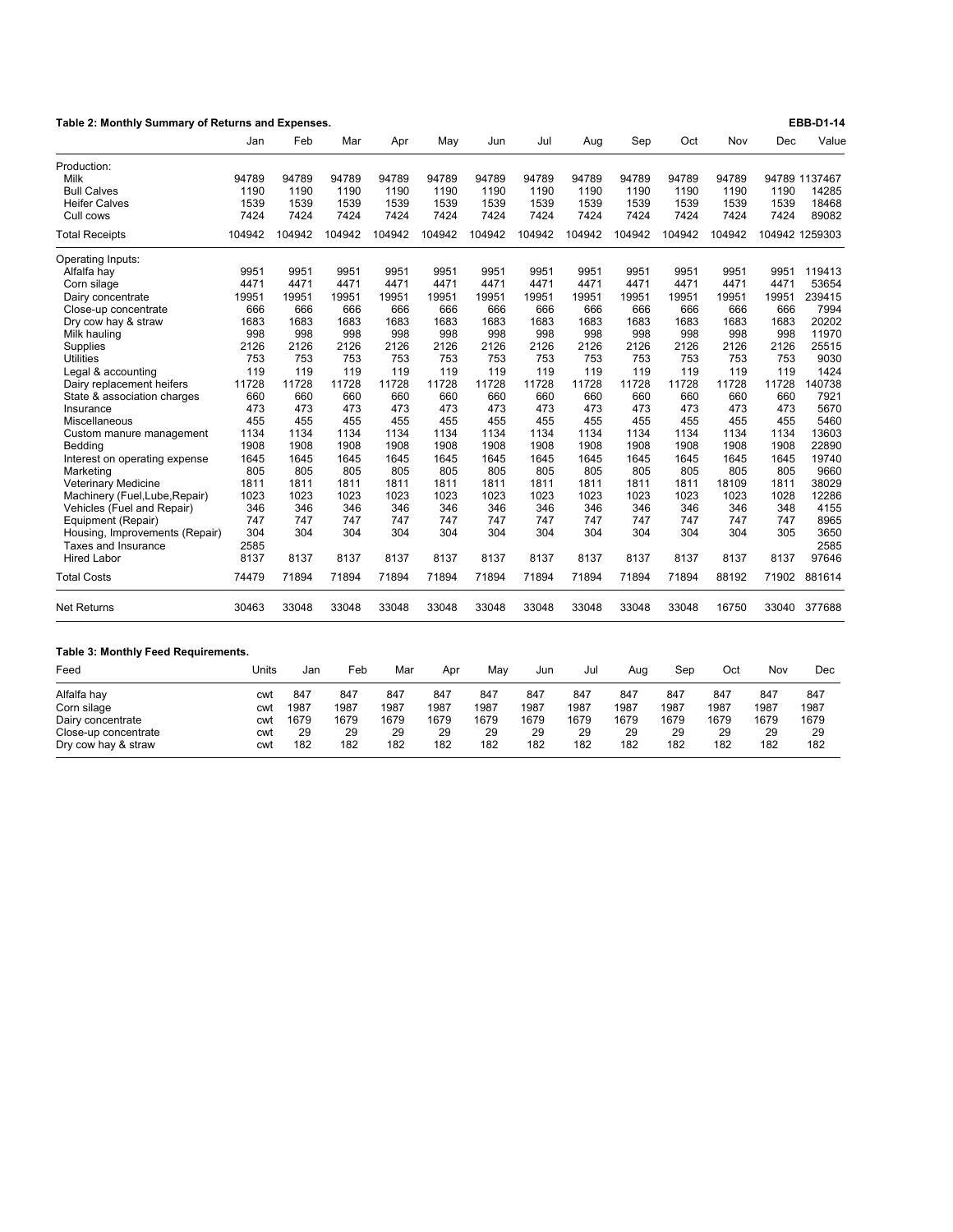**Table 2: Monthly Summary of Returns and Expenses.** **EBB-D1-14**

| | Jan | Feb | Mar | Apr | May | Jun | Jul | Aug | Sep | Oct | Nov | Dec | Value |
|---|---|---|---|---|---|---|---|---|---|---|---|---|---|
| Production: | | | | | | | | | | | | | |
| Milk | 94789 | 94789 | 94789 | 94789 | 94789 | 94789 | 94789 | 94789 | 94789 | 94789 | 94789 | 94789 | 1137467 |
| Bull Calves | 1190 | 1190 | 1190 | 1190 | 1190 | 1190 | 1190 | 1190 | 1190 | 1190 | 1190 | 1190 | 14285 |
| Heifer Calves | 1539 | 1539 | 1539 | 1539 | 1539 | 1539 | 1539 | 1539 | 1539 | 1539 | 1539 | 1539 | 18468 |
| Cull cows | 7424 | 7424 | 7424 | 7424 | 7424 | 7424 | 7424 | 7424 | 7424 | 7424 | 7424 | 7424 | 89082 |
| Total Receipts | 104942 | 104942 | 104942 | 104942 | 104942 | 104942 | 104942 | 104942 | 104942 | 104942 | 104942 | 104942 | 1259303 |
| Operating Inputs: | | | | | | | | | | | | | |
| Alfalfa hay | 9951 | 9951 | 9951 | 9951 | 9951 | 9951 | 9951 | 9951 | 9951 | 9951 | 9951 | 9951 | 119413 |
| Corn silage | 4471 | 4471 | 4471 | 4471 | 4471 | 4471 | 4471 | 4471 | 4471 | 4471 | 4471 | 4471 | 53654 |
| Dairy concentrate | 19951 | 19951 | 19951 | 19951 | 19951 | 19951 | 19951 | 19951 | 19951 | 19951 | 19951 | 19951 | 239415 |
| Close-up concentrate | 666 | 666 | 666 | 666 | 666 | 666 | 666 | 666 | 666 | 666 | 666 | 666 | 7994 |
| Dry cow hay & straw | 1683 | 1683 | 1683 | 1683 | 1683 | 1683 | 1683 | 1683 | 1683 | 1683 | 1683 | 1683 | 20202 |
| Milk hauling | 998 | 998 | 998 | 998 | 998 | 998 | 998 | 998 | 998 | 998 | 998 | 998 | 11970 |
| Supplies | 2126 | 2126 | 2126 | 2126 | 2126 | 2126 | 2126 | 2126 | 2126 | 2126 | 2126 | 2126 | 25515 |
| Utilities | 753 | 753 | 753 | 753 | 753 | 753 | 753 | 753 | 753 | 753 | 753 | 753 | 9030 |
| Legal & accounting | 119 | 119 | 119 | 119 | 119 | 119 | 119 | 119 | 119 | 119 | 119 | 119 | 1424 |
| Dairy replacement heifers | 11728 | 11728 | 11728 | 11728 | 11728 | 11728 | 11728 | 11728 | 11728 | 11728 | 11728 | 11728 | 140738 |
| State & association charges | 660 | 660 | 660 | 660 | 660 | 660 | 660 | 660 | 660 | 660 | 660 | 660 | 7921 |
| Insurance | 473 | 473 | 473 | 473 | 473 | 473 | 473 | 473 | 473 | 473 | 473 | 473 | 5670 |
| Miscellaneous | 455 | 455 | 455 | 455 | 455 | 455 | 455 | 455 | 455 | 455 | 455 | 455 | 5460 |
| Custom manure management | 1134 | 1134 | 1134 | 1134 | 1134 | 1134 | 1134 | 1134 | 1134 | 1134 | 1134 | 1134 | 13603 |
| Bedding | 1908 | 1908 | 1908 | 1908 | 1908 | 1908 | 1908 | 1908 | 1908 | 1908 | 1908 | 1908 | 22890 |
| Interest on operating expense | 1645 | 1645 | 1645 | 1645 | 1645 | 1645 | 1645 | 1645 | 1645 | 1645 | 1645 | 1645 | 19740 |
| Marketing | 805 | 805 | 805 | 805 | 805 | 805 | 805 | 805 | 805 | 805 | 805 | 805 | 9660 |
| Veterinary Medicine | 1811 | 1811 | 1811 | 1811 | 1811 | 1811 | 1811 | 1811 | 1811 | 1811 | 18109 | 1811 | 38029 |
| Machinery (Fuel,Lube,Repair) | 1023 | 1023 | 1023 | 1023 | 1023 | 1023 | 1023 | 1023 | 1023 | 1023 | 1023 | 1028 | 12286 |
| Vehicles (Fuel and Repair) | 346 | 346 | 346 | 346 | 346 | 346 | 346 | 346 | 346 | 346 | 346 | 348 | 4155 |
| Equipment (Repair) | 747 | 747 | 747 | 747 | 747 | 747 | 747 | 747 | 747 | 747 | 747 | 747 | 8965 |
| Housing, Improvements (Repair) | 304 | 304 | 304 | 304 | 304 | 304 | 304 | 304 | 304 | 304 | 304 | 305 | 3650 |
| Taxes and Insurance | 2585 | | | | | | | | | | | | 2585 |
| Hired Labor | 8137 | 8137 | 8137 | 8137 | 8137 | 8137 | 8137 | 8137 | 8137 | 8137 | 8137 | 8137 | 97646 |
| Total Costs | 74479 | 71894 | 71894 | 71894 | 71894 | 71894 | 71894 | 71894 | 71894 | 71894 | 88192 | 71902 | 881614 |
| Net Returns | 30463 | 33048 | 33048 | 33048 | 33048 | 33048 | 33048 | 33048 | 33048 | 33048 | 16750 | 33040 | 377688 |

**Table 3: Monthly Feed Requirements.**

| Feed | Units | Jan | Feb | Mar | Apr | May | Jun | Jul | Aug | Sep | Oct | Nov | Dec |
|---|---|---|---|---|---|---|---|---|---|---|---|---|---|
| Alfalfa hay | cwt | 847 | 847 | 847 | 847 | 847 | 847 | 847 | 847 | 847 | 847 | 847 | 847 |
| Corn silage | cwt | 1987 | 1987 | 1987 | 1987 | 1987 | 1987 | 1987 | 1987 | 1987 | 1987 | 1987 | 1987 |
| Dairy concentrate | cwt | 1679 | 1679 | 1679 | 1679 | 1679 | 1679 | 1679 | 1679 | 1679 | 1679 | 1679 | 1679 |
| Close-up concentrate | cwt | 29 | 29 | 29 | 29 | 29 | 29 | 29 | 29 | 29 | 29 | 29 | 29 |
| Dry cow hay & straw | cwt | 182 | 182 | 182 | 182 | 182 | 182 | 182 | 182 | 182 | 182 | 182 | 182 |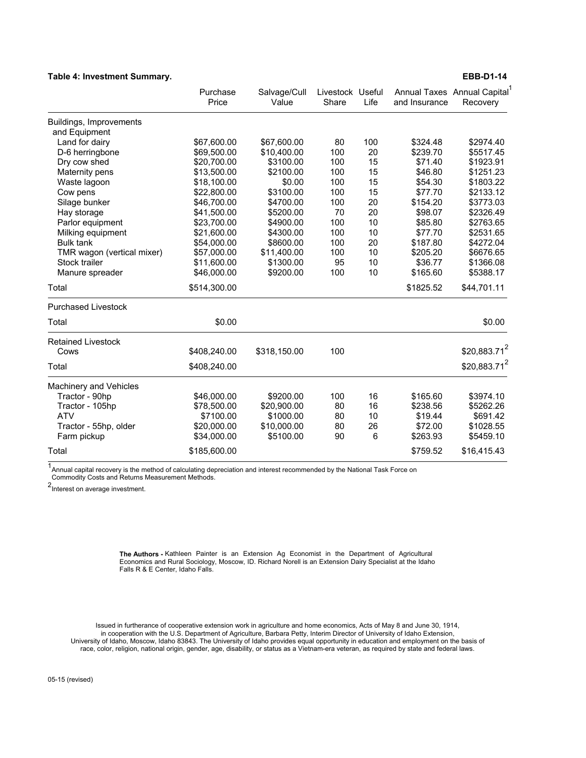**Table 4: Investment Summary.** **EBB-D1-14**

| | Purchase Price | Salvage/Cull Value | Livestock Share | Useful Life | Annual Taxes and Insurance | Annual Capital Recovery[1] |
|---|---|---|---|---|---|---|
| Buildings, Improvements and Equipment | | | | | | |
| Land for dairy | $67,600.00 | $67,600.00 | 80 | 100 | $324.48 | $2974.40 |
| D-6 herringbone | $69,500.00 | $10,400.00 | 100 | 20 | $239.70 | $5517.45 |
| Dry cow shed | $20,700.00 | $3100.00 | 100 | 15 | $71.40 | $1923.91 |
| Maternity pens | $13,500.00 | $2100.00 | 100 | 15 | $46.80 | $1251.23 |
| Waste lagoon | $18,100.00 | $0.00 | 100 | 15 | $54.30 | $1803.22 |
| Cow pens | $22,800.00 | $3100.00 | 100 | 15 | $77.70 | $2133.12 |
| Silage bunker | $46,700.00 | $4700.00 | 100 | 20 | $154.20 | $3773.03 |
| Hay storage | $41,500.00 | $5200.00 | 70 | 20 | $98.07 | $2326.49 |
| Parlor equipment | $23,700.00 | $4900.00 | 100 | 10 | $85.80 | $2763.65 |
| Milking equipment | $21,600.00 | $4300.00 | 100 | 10 | $77.70 | $2531.65 |
| Bulk tank | $54,000.00 | $8600.00 | 100 | 20 | $187.80 | $4272.04 |
| TMR wagon (vertical mixer) | $57,000.00 | $11,400.00 | 100 | 10 | $205.20 | $6676.65 |
| Stock trailer | $11,600.00 | $1300.00 | 95 | 10 | $36.77 | $1366.08 |
| Manure spreader | $46,000.00 | $9200.00 | 100 | 10 | $165.60 | $5388.17 |
| Total | $514,300.00 | | | | $1825.52 | $44,701.11 |
| Purchased Livestock | | | | | | |
| Total | $0.00 | | | | | $0.00 |
| Retained Livestock | | | | | | |
| Cows | $408,240.00 | $318,150.00 | 100 | | | $20,883.71[2] |
| Total | $408,240.00 | | | | | $20,883.71[2] |
| Machinery and Vehicles | | | | | | |
| Tractor - 90hp | $46,000.00 | $9200.00 | 100 | 16 | $165.60 | $3974.10 |
| Tractor - 105hp | $78,500.00 | $20,900.00 | 80 | 16 | $238.56 | $5262.26 |
| ATV | $7100.00 | $1000.00 | 80 | 10 | $19.44 | $691.42 |
| Tractor - 55hp, older | $20,000.00 | $10,000.00 | 80 | 26 | $72.00 | $1028.55 |
| Farm pickup | $34,000.00 | $5100.00 | 90 | 6 | $263.93 | $5459.10 |
| Total | $185,600.00 | | | | $759.52 | $16,415.43 |

[1] Annual capital recovery is the method of calculating depreciation and interest recommended by the National Task Force on Commodity Costs and Returns Measurement Methods.

[2] Interest on average investment.

**The Authors -** Kathleen Painter is an Extension Ag Economist in the Department of Agricultural Economics and Rural Sociology, Moscow, ID. Richard Norell is an Extension Dairy Specialist at the Idaho Falls R & E Center, Idaho Falls.

Issued in furtherance of cooperative extension work in agriculture and home economics, Acts of May 8 and June 30, 1914, in cooperation with the U.S. Department of Agriculture, Barbara Petty, Interim Director of University of Idaho Extension, University of Idaho, Moscow, Idaho 83843. The University of Idaho provides equal opportunity in education and employment on the basis of race, color, religion, national origin, gender, age, disability, or status as a Vietnam-era veteran, as required by state and federal laws.

05-15 (revised)